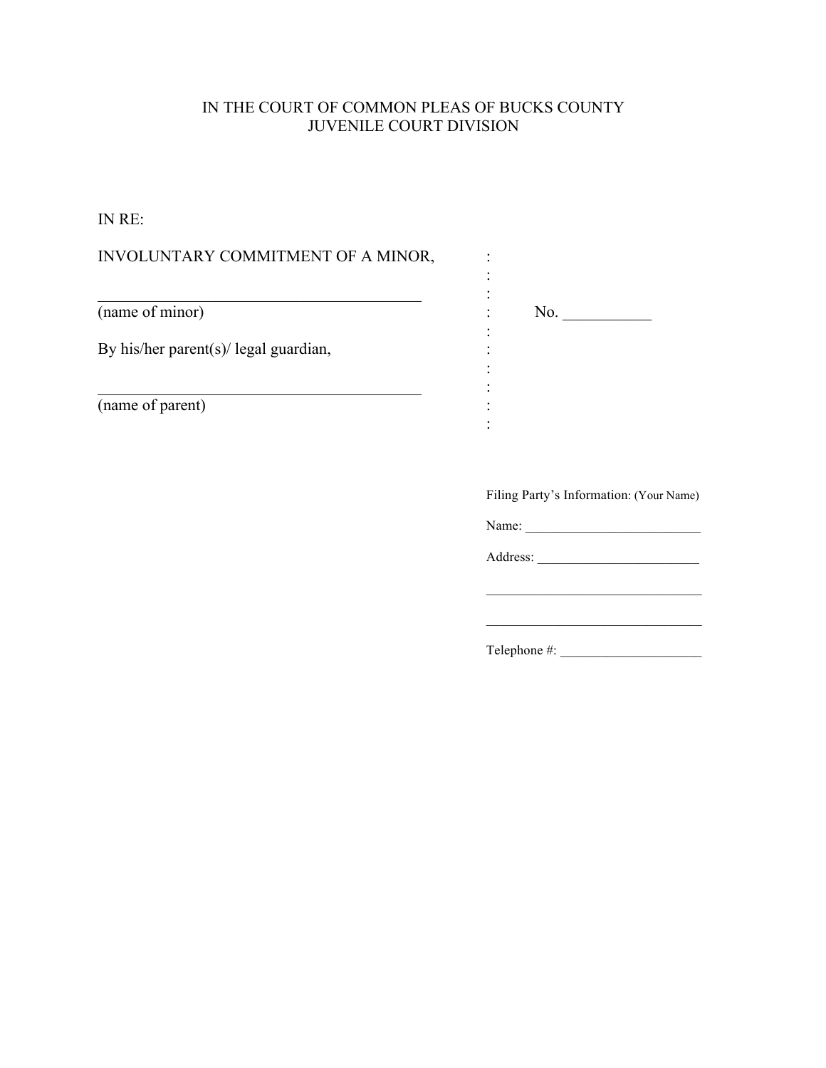IN THE COURT OF COMMON PLEAS OF BUCKS COUNTY
JUVENILE COURT DIVISION

IN RE:

| | | |
|---|---|---|
| INVOLUNTARY COMMITMENT OF A MINOR, | : | |
| | : | |
| ________________________________________ | : | |
| (name of minor) | : | No. ___________ |
| | : | |
| By his/her parent(s)/ legal guardian, | : | |
| | : | |
| ________________________________________ | : | |
| (name of parent) | : | |
| | : | |

Filing Party's Information: (Your Name)

Name: _________________________

Address: ________________________

_______________________________

_______________________________

Telephone #: _____________________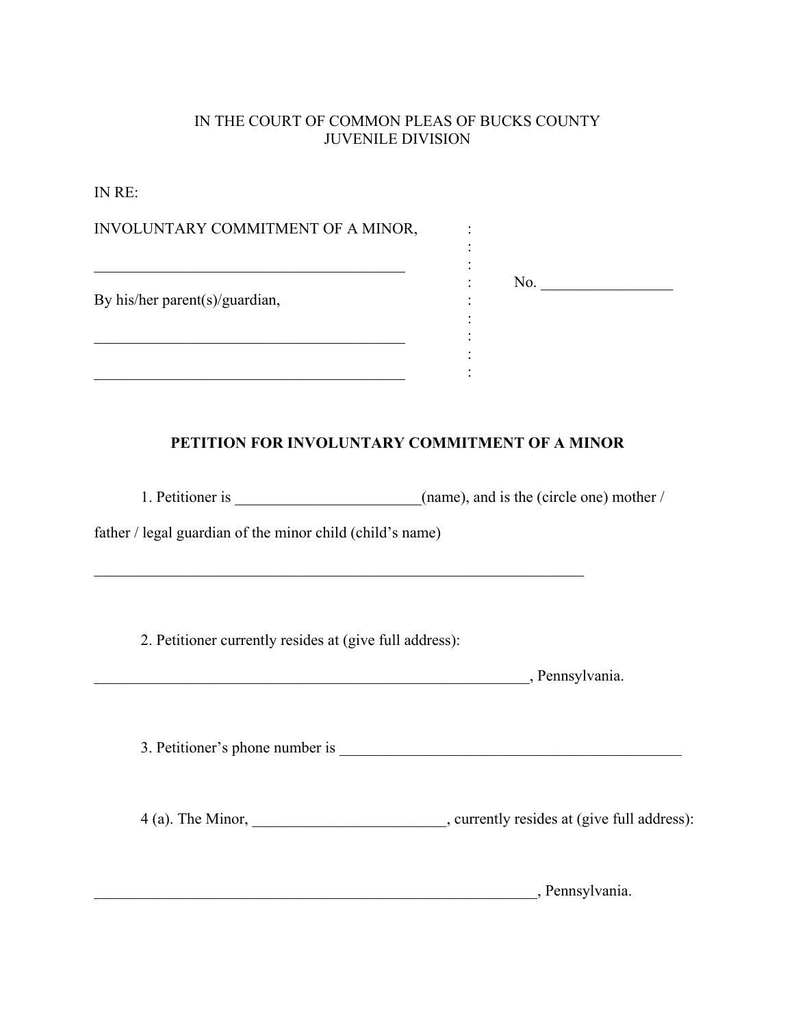IN THE COURT OF COMMON PLEAS OF BUCKS COUNTY
JUVENILE DIVISION

IN RE:

| | | |
|---|---|---|
| INVOLUNTARY COMMITMENT OF A MINOR, | : | |
| | : | |
| _________________________________________ | : | |
| | : | No. _________________ |
| By his/her parent(s)/guardian, | : | |
| | : | |
| _________________________________________ | : | |
| | : | |
| _________________________________________ | : | |

**PETITION FOR INVOLUNTARY COMMITMENT OF A MINOR**

1. Petitioner is ________________________(name), and is the (circle one) mother / father / legal guardian of the minor child (child's name)

_________________________________________________________________

2. Petitioner currently resides at (give full address):

____________________________________________________________, Pennsylvania.

3. Petitioner's phone number is _____________________________________________

4 (a). The Minor, _________________________, currently resides at (give full address):

____________________________________________________________, Pennsylvania.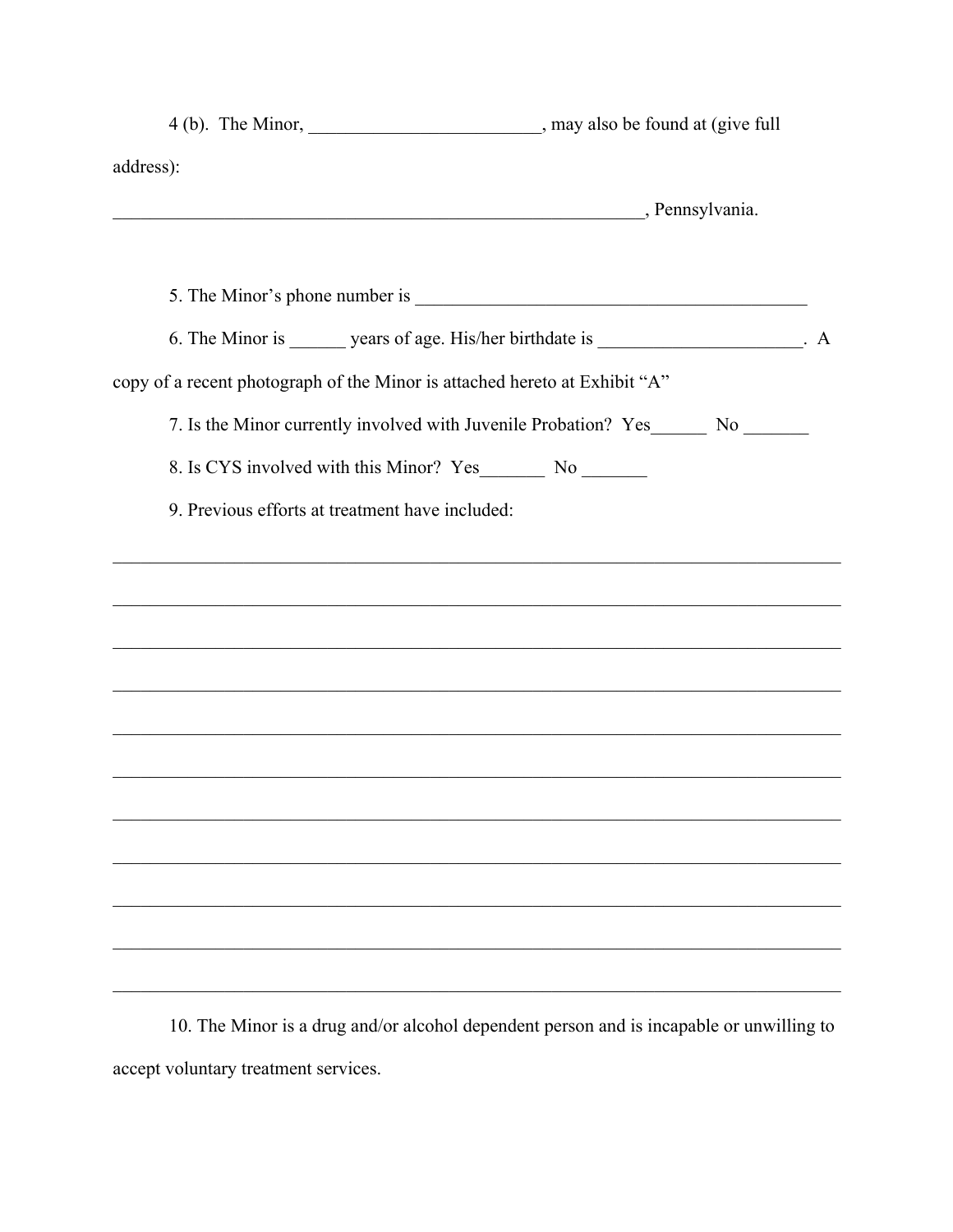4 (b). The Minor, _________________________, may also be found at (give full address):

_____________________________________________________________, Pennsylvania.

5. The Minor's phone number is _____________________________________________

6. The Minor is ______ years of age. His/her birthdate is ______________________. A copy of a recent photograph of the Minor is attached hereto at Exhibit "A"

7. Is the Minor currently involved with Juvenile Probation? Yes______ No _______

8. Is CYS involved with this Minor? Yes_______ No _______

9. Previous efforts at treatment have included:

_____________________________________________________________________________

_____________________________________________________________________________

_____________________________________________________________________________

_____________________________________________________________________________

_____________________________________________________________________________

_____________________________________________________________________________

_____________________________________________________________________________

_____________________________________________________________________________

_____________________________________________________________________________

_____________________________________________________________________________

_____________________________________________________________________________

10. The Minor is a drug and/or alcohol dependent person and is incapable or unwilling to accept voluntary treatment services.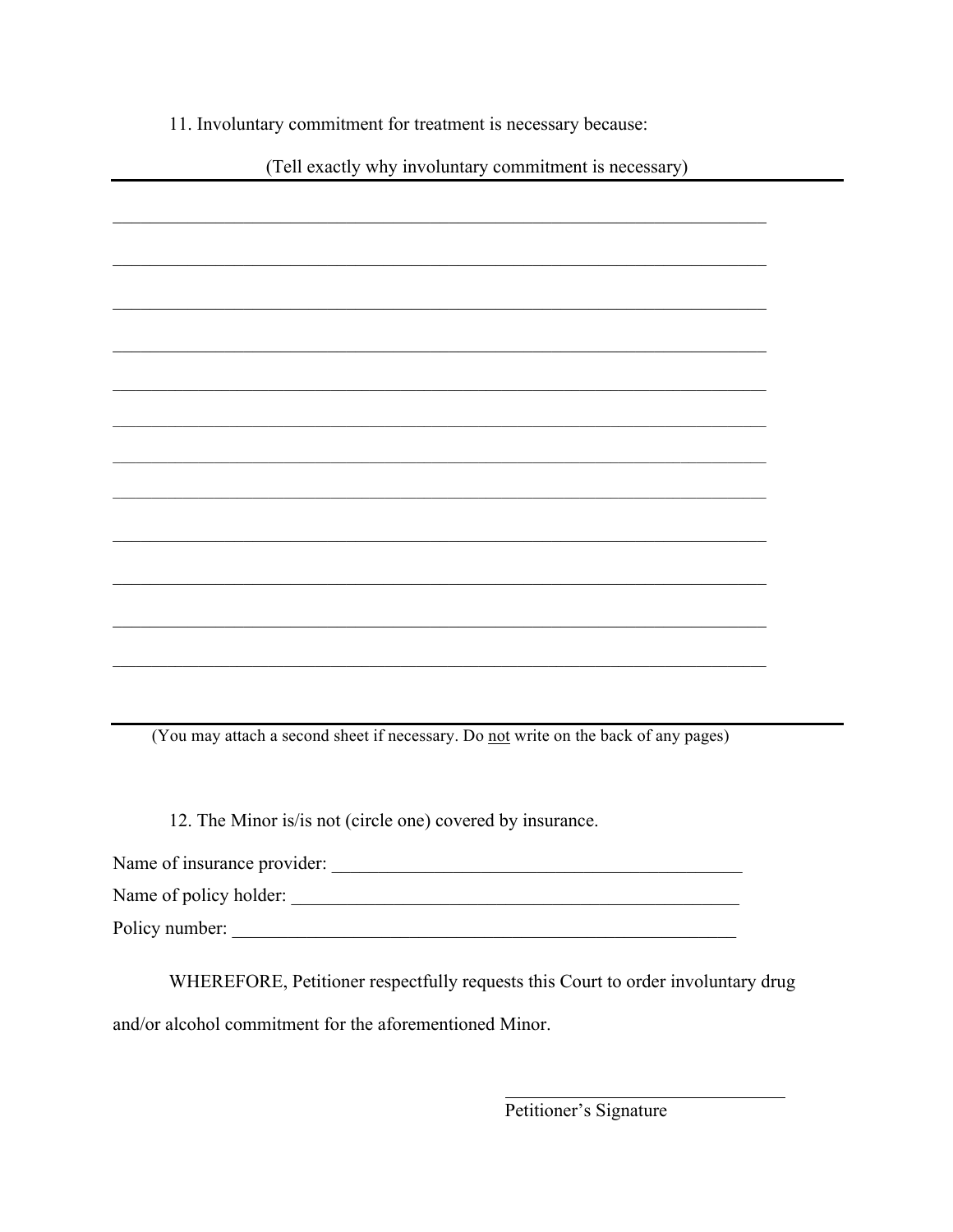11. Involuntary commitment for treatment is necessary because:

(Tell exactly why involuntary commitment is necessary)

______________________________________________________________________________

______________________________________________________________________________

______________________________________________________________________________

______________________________________________________________________________

______________________________________________________________________________

______________________________________________________________________________

______________________________________________________________________________

______________________________________________________________________________

______________________________________________________________________________

______________________________________________________________________________

______________________________________________________________________________

______________________________________________________________________________

(You may attach a second sheet if necessary. Do <u>not</u> write on the back of any pages)

12. The Minor is/is not (circle one) covered by insurance.

Name of insurance provider: _____________________________________________

Name of policy holder: _________________________________________________

Policy number: ______________________________________________________

WHEREFORE, Petitioner respectfully requests this Court to order involuntary drug and/or alcohol commitment for the aforementioned Minor.

_______________________________
Petitioner's Signature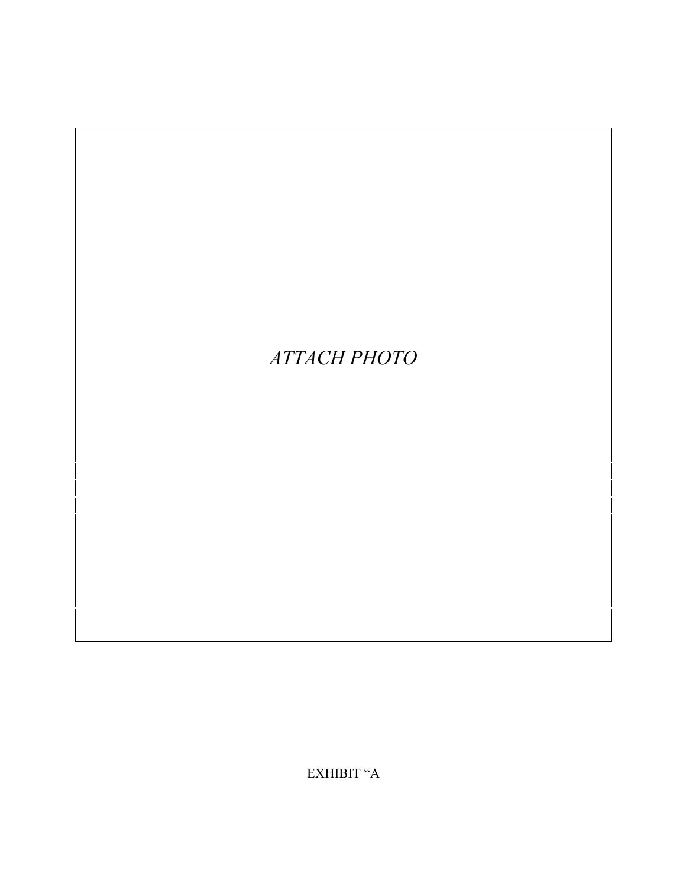*ATTACH PHOTO*

EXHIBIT “A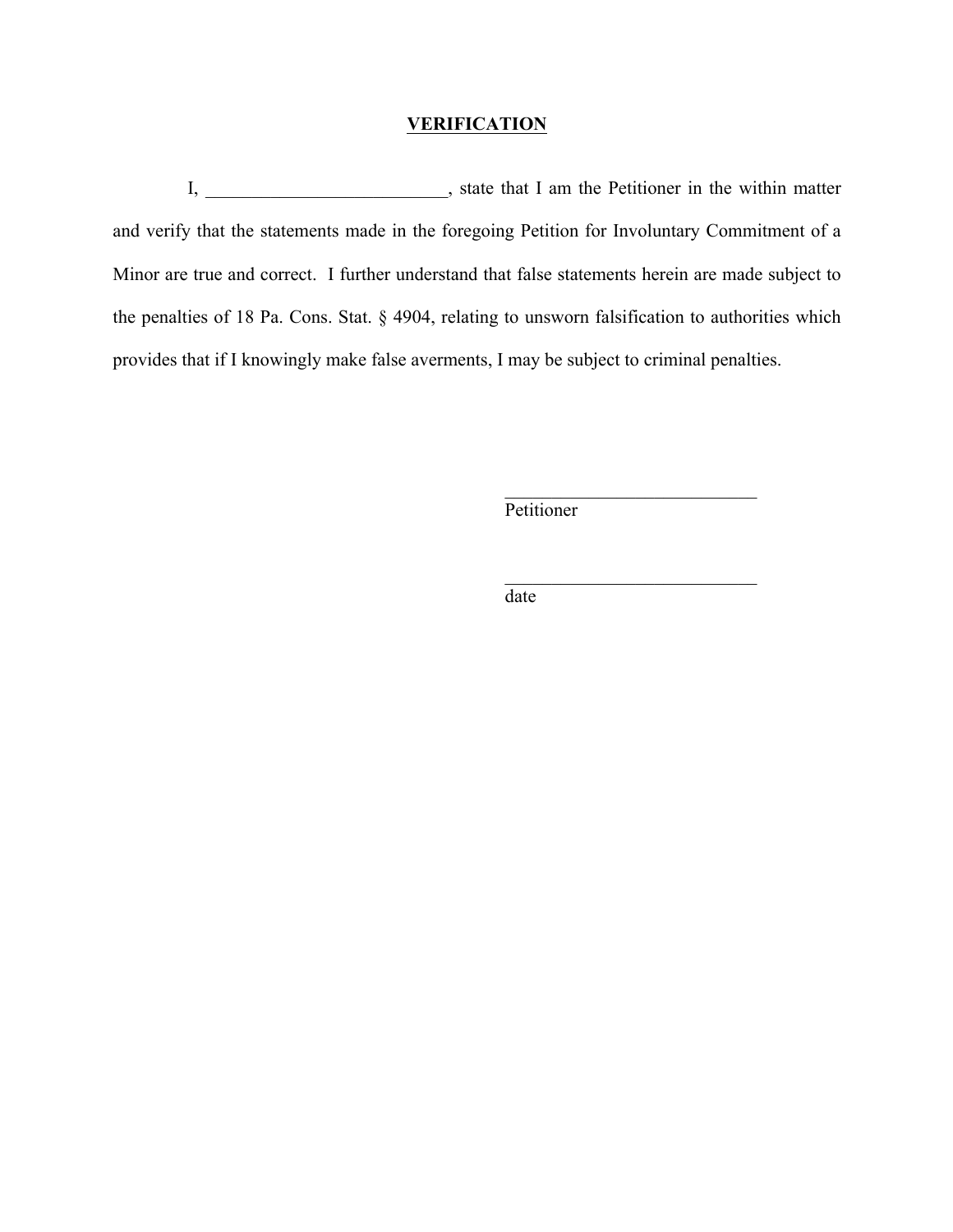## VERIFICATION

I, _________________________, state that I am the Petitioner in the within matter and verify that the statements made in the foregoing Petition for Involuntary Commitment of a Minor are true and correct. I further understand that false statements herein are made subject to the penalties of 18 Pa. Cons. Stat. § 4904, relating to unsworn falsification to authorities which provides that if I knowingly make false averments, I may be subject to criminal penalties.

___________________________
Petitioner

___________________________
date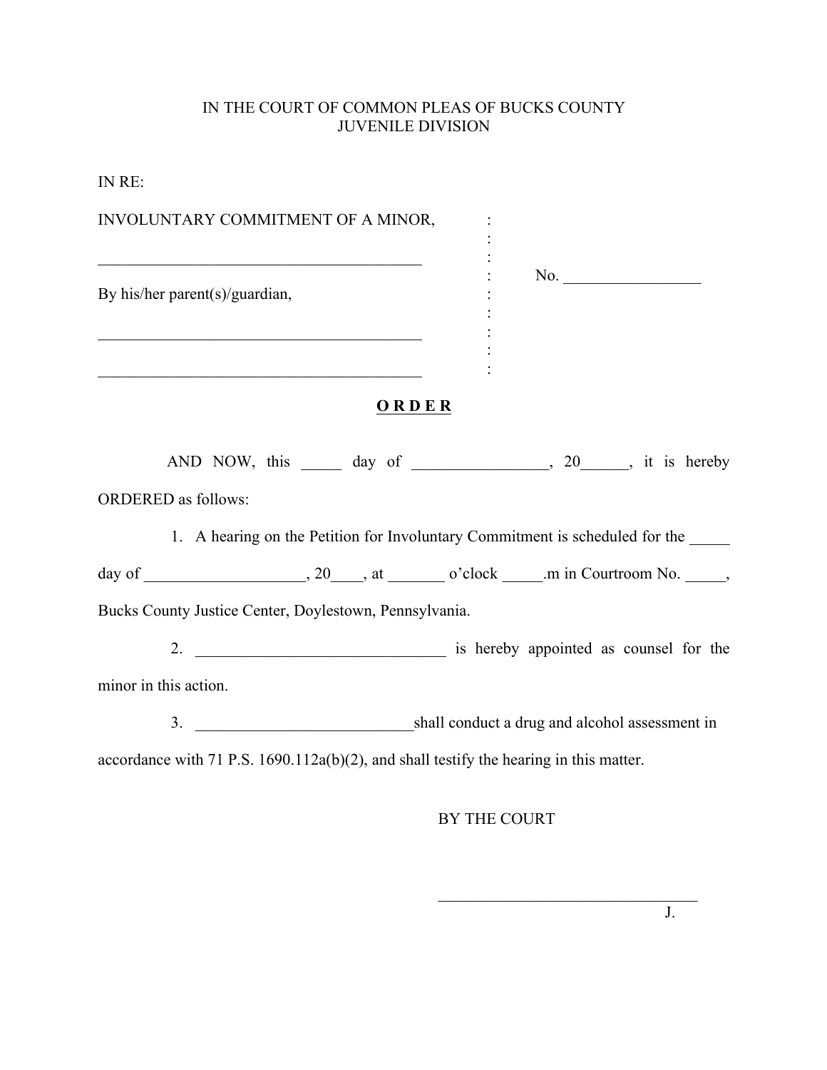IN THE COURT OF COMMON PLEAS OF BUCKS COUNTY
JUVENILE DIVISION

IN RE:

INVOLUNTARY COMMITMENT OF A MINOR, :

_________________________________________ :

By his/her parent(s)/guardian, : No. _________________

_________________________________________ :

_________________________________________ :

**O R D E R**

AND NOW, this _____ day of _________________, 20______, it is hereby ORDERED as follows:

1. A hearing on the Petition for Involuntary Commitment is scheduled for the _____ day of ____________________, 20____, at _______ o'clock _____.m in Courtroom No. _____, Bucks County Justice Center, Doylestown, Pennsylvania.

2. _______________________________ is hereby appointed as counsel for the minor in this action.

3. ___________________________shall conduct a drug and alcohol assessment in accordance with 71 P.S. 1690.112a(b)(2), and shall testify the hearing in this matter.

BY THE COURT

_________________________________
J.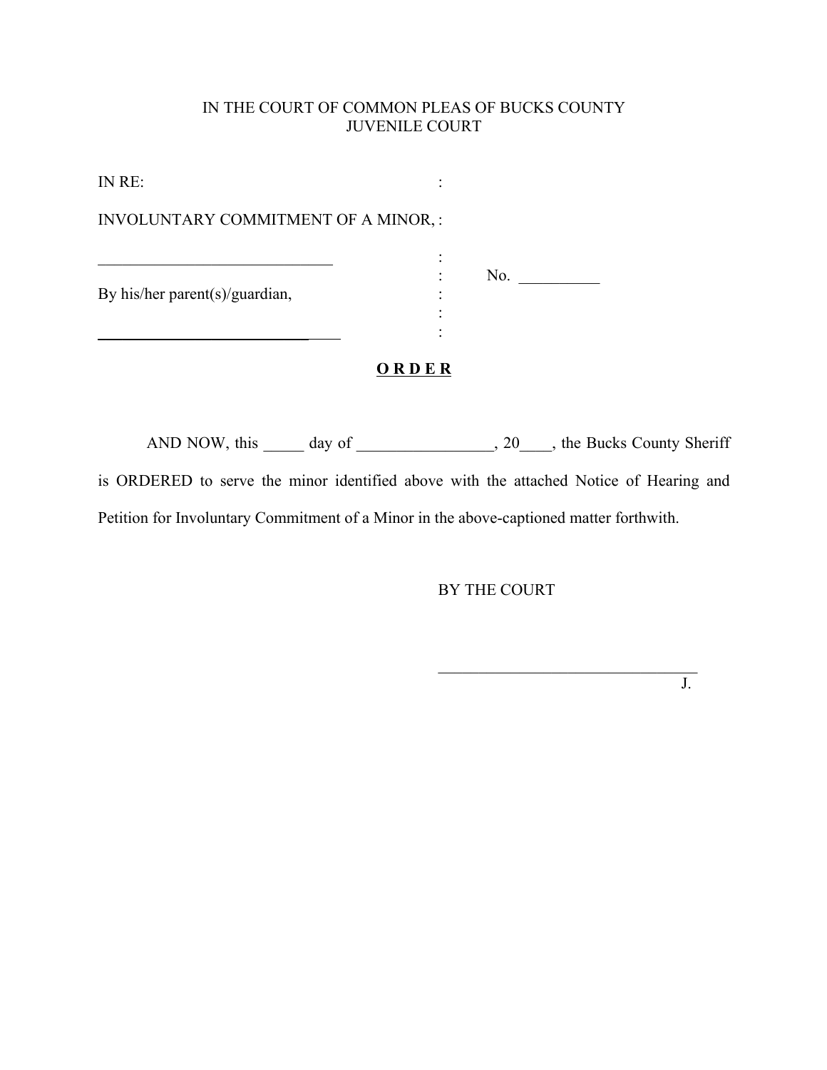IN THE COURT OF COMMON PLEAS OF BUCKS COUNTY
JUVENILE COURT

IN RE: :

INVOLUNTARY COMMITMENT OF A MINOR, :

_____________________________ :

: No. __________

By his/her parent(s)/guardian, :

:

_________________________________ :

**ORDER**

AND NOW, this _____ day of _________________, 20____, the Bucks County Sheriff is ORDERED to serve the minor identified above with the attached Notice of Hearing and Petition for Involuntary Commitment of a Minor in the above-captioned matter forthwith.

BY THE COURT

_________________________________
J.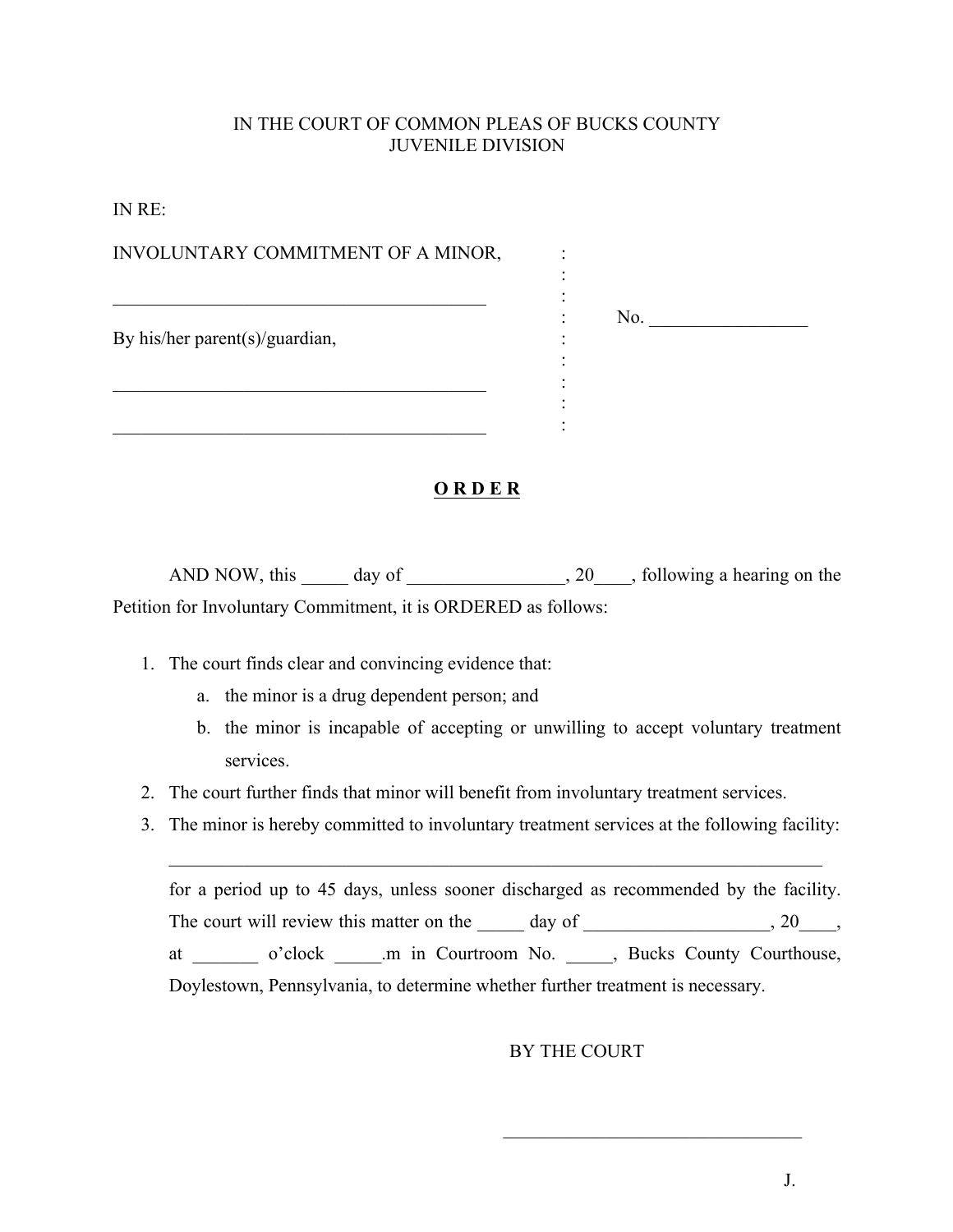IN THE COURT OF COMMON PLEAS OF BUCKS COUNTY
JUVENILE DIVISION

IN RE:

INVOLUNTARY COMMITMENT OF A MINOR, :

_________________________________________ :

By his/her parent(s)/guardian, : No. _________________

_________________________________________ :

_________________________________________ :

**O R D E R**

AND NOW, this _____ day of _________________, 20____, following a hearing on the Petition for Involuntary Commitment, it is ORDERED as follows:

1. The court finds clear and convincing evidence that:
   a. the minor is a drug dependent person; and
   b. the minor is incapable of accepting or unwilling to accept voluntary treatment services.
2. The court further finds that minor will benefit from involuntary treatment services.
3. The minor is hereby committed to involuntary treatment services at the following facility:

   _________________________________________________________________________

   for a period up to 45 days, unless sooner discharged as recommended by the facility. The court will review this matter on the _____ day of ____________________, 20____, at _______ o'clock _____.m in Courtroom No. _____, Bucks County Courthouse, Doylestown, Pennsylvania, to determine whether further treatment is necessary.

BY THE COURT

_________________________________

J.